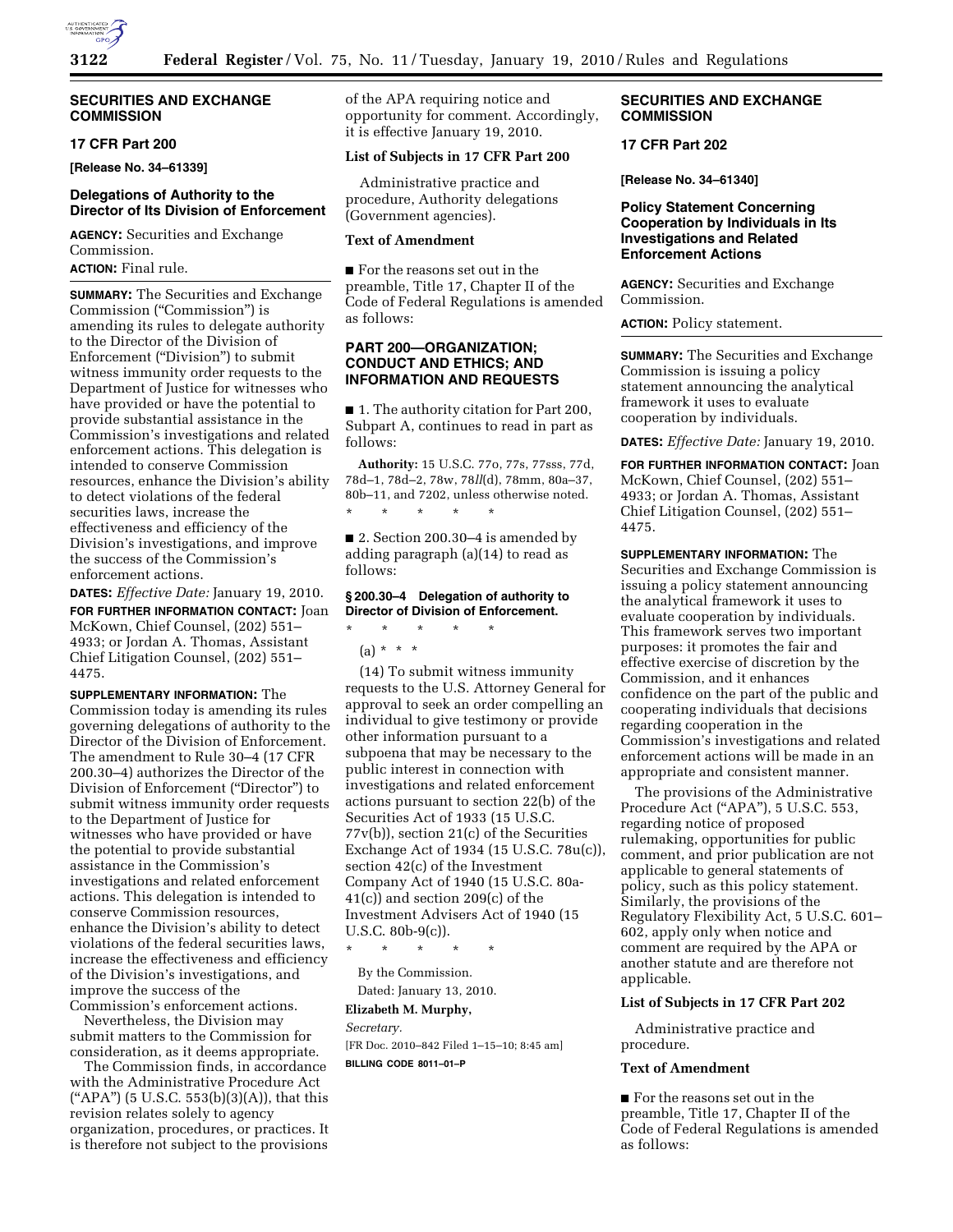## SECURITIES AND EXCHANGE COMMISSION

### 17 CFR Part 200

**[Release No. 34–61339]**

### Delegations of Authority to the Director of Its Division of Enforcement

**AGENCY:** Securities and Exchange Commission.

**ACTION:** Final rule.

**SUMMARY:** The Securities and Exchange Commission ("Commission") is amending its rules to delegate authority to the Director of the Division of Enforcement ("Division") to submit witness immunity order requests to the Department of Justice for witnesses who have provided or have the potential to provide substantial assistance in the Commission's investigations and related enforcement actions. This delegation is intended to conserve Commission resources, enhance the Division's ability to detect violations of the federal securities laws, increase the effectiveness and efficiency of the Division's investigations, and improve the success of the Commission's enforcement actions.

**DATES:** *Effective Date:* January 19, 2010.

**FOR FURTHER INFORMATION CONTACT:** Joan McKown, Chief Counsel, (202) 551–4933; or Jordan A. Thomas, Assistant Chief Litigation Counsel, (202) 551–4475.

**SUPPLEMENTARY INFORMATION:** The Commission today is amending its rules governing delegations of authority to the Director of the Division of Enforcement. The amendment to Rule 30–4 (17 CFR 200.30–4) authorizes the Director of the Division of Enforcement ("Director") to submit witness immunity order requests to the Department of Justice for witnesses who have provided or have the potential to provide substantial assistance in the Commission's investigations and related enforcement actions. This delegation is intended to conserve Commission resources, enhance the Division's ability to detect violations of the federal securities laws, increase the effectiveness and efficiency of the Division's investigations, and improve the success of the Commission's enforcement actions.

Nevertheless, the Division may submit matters to the Commission for consideration, as it deems appropriate.

The Commission finds, in accordance with the Administrative Procedure Act ("APA") (5 U.S.C. 553(b)(3)(A)), that this revision relates solely to agency organization, procedures, or practices. It is therefore not subject to the provisions of the APA requiring notice and opportunity for comment. Accordingly, it is effective January 19, 2010.

### List of Subjects in 17 CFR Part 200

Administrative practice and procedure, Authority delegations (Government agencies).

### Text of Amendment

■ For the reasons set out in the preamble, Title 17, Chapter II of the Code of Federal Regulations is amended as follows:

## PART 200—ORGANIZATION; CONDUCT AND ETHICS; AND INFORMATION AND REQUESTS

■ 1. The authority citation for Part 200, Subpart A, continues to read in part as follows:

**Authority:** 15 U.S.C. 77o, 77s, 77sss, 77d, 78d–1, 78d–2, 78w, 78*ll*(d), 78mm, 80a–37, 80b–11, and 7202, unless otherwise noted.

\* \* \* \* \*

■ 2. Section 200.30–4 is amended by adding paragraph (a)(14) to read as follows:

#### § 200.30–4 Delegation of authority to Director of Division of Enforcement.

\* \* \* \* \*

(a) \* \* \*

(14) To submit witness immunity requests to the U.S. Attorney General for approval to seek an order compelling an individual to give testimony or provide other information pursuant to a subpoena that may be necessary to the public interest in connection with investigations and related enforcement actions pursuant to section 22(b) of the Securities Act of 1933 (15 U.S.C. 77v(b)), section 21(c) of the Securities Exchange Act of 1934 (15 U.S.C. 78u(c)), section 42(c) of the Investment Company Act of 1940 (15 U.S.C. 80a-41(c)) and section 209(c) of the Investment Advisers Act of 1940 (15 U.S.C. 80b-9(c)).

\* \* \* \* \*

By the Commission.

Dated: January 13, 2010.

**Elizabeth M. Murphy,**

*Secretary.*

[FR Doc. 2010–842 Filed 1–15–10; 8:45 am]

**BILLING CODE 8011–01–P**

## SECURITIES AND EXCHANGE COMMISSION

### 17 CFR Part 202

**[Release No. 34–61340]**

### Policy Statement Concerning Cooperation by Individuals in Its Investigations and Related Enforcement Actions

**AGENCY:** Securities and Exchange Commission.

**ACTION:** Policy statement.

**SUMMARY:** The Securities and Exchange Commission is issuing a policy statement announcing the analytical framework it uses to evaluate cooperation by individuals.

**DATES:** *Effective Date:* January 19, 2010.

**FOR FURTHER INFORMATION CONTACT:** Joan McKown, Chief Counsel, (202) 551–4933; or Jordan A. Thomas, Assistant Chief Litigation Counsel, (202) 551–4475.

**SUPPLEMENTARY INFORMATION:** The Securities and Exchange Commission is issuing a policy statement announcing the analytical framework it uses to evaluate cooperation by individuals. This framework serves two important purposes: it promotes the fair and effective exercise of discretion by the Commission, and it enhances confidence on the part of the public and cooperating individuals that decisions regarding cooperation in the Commission's investigations and related enforcement actions will be made in an appropriate and consistent manner.

The provisions of the Administrative Procedure Act ("APA"), 5 U.S.C. 553, regarding notice of proposed rulemaking, opportunities for public comment, and prior publication are not applicable to general statements of policy, such as this policy statement. Similarly, the provisions of the Regulatory Flexibility Act, 5 U.S.C. 601–602, apply only when notice and comment are required by the APA or another statute and are therefore not applicable.

### List of Subjects in 17 CFR Part 202

Administrative practice and procedure.

### Text of Amendment

■ For the reasons set out in the preamble, Title 17, Chapter II of the Code of Federal Regulations is amended as follows: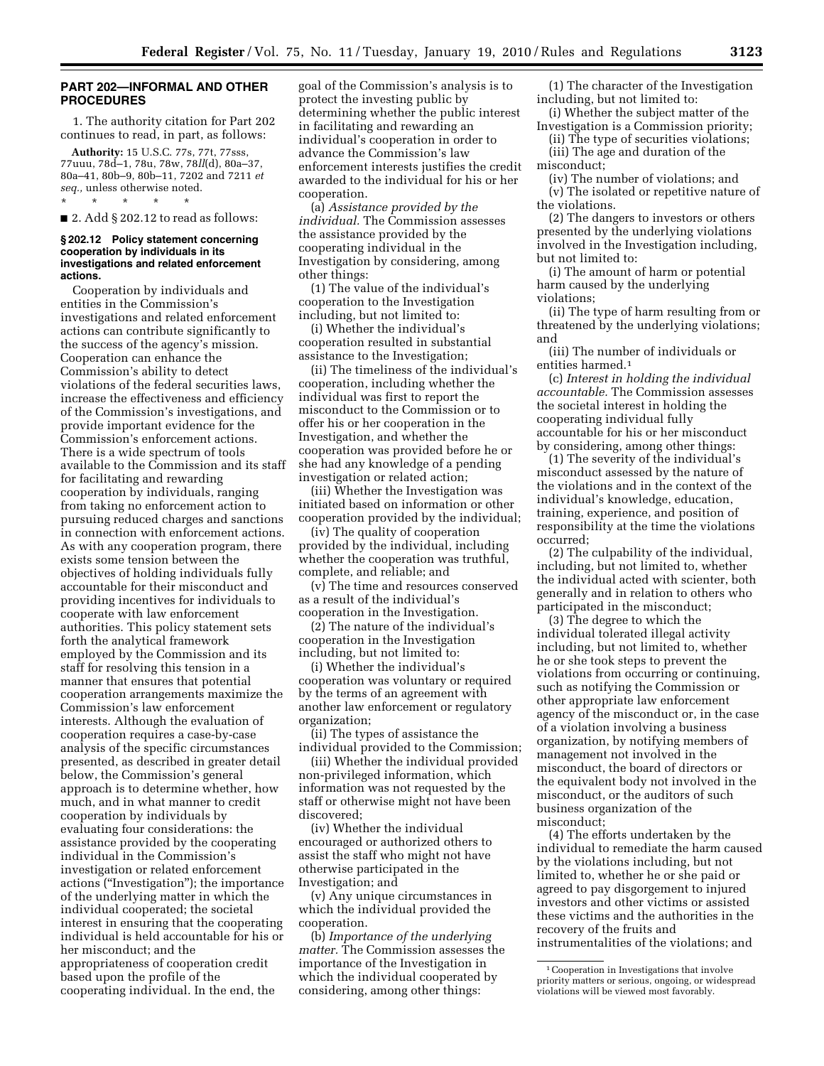## PART 202—INFORMAL AND OTHER PROCEDURES

1. The authority citation for Part 202 continues to read, in part, as follows:

**Authority:** 15 U.S.C. 77s, 77t, 77sss, 77uuu, 78d–1, 78u, 78w, 78*ll*(d), 80a–37, 80a–41, 80b–9, 80b–11, 7202 and 7211 *et seq.,* unless otherwise noted.

\* \* \* \* \*

■ 2. Add § 202.12 to read as follows:

### § 202.12 Policy statement concerning cooperation by individuals in its investigations and related enforcement actions.

Cooperation by individuals and entities in the Commission's investigations and related enforcement actions can contribute significantly to the success of the agency's mission. Cooperation can enhance the Commission's ability to detect violations of the federal securities laws, increase the effectiveness and efficiency of the Commission's investigations, and provide important evidence for the Commission's enforcement actions. There is a wide spectrum of tools available to the Commission and its staff for facilitating and rewarding cooperation by individuals, ranging from taking no enforcement action to pursuing reduced charges and sanctions in connection with enforcement actions. As with any cooperation program, there exists some tension between the objectives of holding individuals fully accountable for their misconduct and providing incentives for individuals to cooperate with law enforcement authorities. This policy statement sets forth the analytical framework employed by the Commission and its staff for resolving this tension in a manner that ensures that potential cooperation arrangements maximize the Commission's law enforcement interests. Although the evaluation of cooperation requires a case-by-case analysis of the specific circumstances presented, as described in greater detail below, the Commission's general approach is to determine whether, how much, and in what manner to credit cooperation by individuals by evaluating four considerations: the assistance provided by the cooperating individual in the Commission's investigation or related enforcement actions ("Investigation"); the importance of the underlying matter in which the individual cooperated; the societal interest in ensuring that the cooperating individual is held accountable for his or her misconduct; and the appropriateness of cooperation credit based upon the profile of the cooperating individual. In the end, the goal of the Commission's analysis is to protect the investing public by determining whether the public interest in facilitating and rewarding an individual's cooperation in order to advance the Commission's law enforcement interests justifies the credit awarded to the individual for his or her cooperation.

(a) *Assistance provided by the individual.* The Commission assesses the assistance provided by the cooperating individual in the Investigation by considering, among other things:

(1) The value of the individual's cooperation to the Investigation including, but not limited to:

(i) Whether the individual's cooperation resulted in substantial assistance to the Investigation;

(ii) The timeliness of the individual's cooperation, including whether the individual was first to report the misconduct to the Commission or to offer his or her cooperation in the Investigation, and whether the cooperation was provided before he or she had any knowledge of a pending investigation or related action;

(iii) Whether the Investigation was initiated based on information or other cooperation provided by the individual;

(iv) The quality of cooperation provided by the individual, including whether the cooperation was truthful, complete, and reliable; and

(v) The time and resources conserved as a result of the individual's cooperation in the Investigation.

(2) The nature of the individual's cooperation in the Investigation including, but not limited to:

(i) Whether the individual's cooperation was voluntary or required by the terms of an agreement with another law enforcement or regulatory organization;

(ii) The types of assistance the individual provided to the Commission;

(iii) Whether the individual provided non-privileged information, which information was not requested by the staff or otherwise might not have been discovered;

(iv) Whether the individual encouraged or authorized others to assist the staff who might not have otherwise participated in the Investigation; and

(v) Any unique circumstances in which the individual provided the cooperation.

(b) *Importance of the underlying matter.* The Commission assesses the importance of the Investigation in which the individual cooperated by considering, among other things:

(1) The character of the Investigation including, but not limited to:

(i) Whether the subject matter of the Investigation is a Commission priority;

(ii) The type of securities violations;

(iii) The age and duration of the misconduct;

(iv) The number of violations; and

(v) The isolated or repetitive nature of the violations.

(2) The dangers to investors or others presented by the underlying violations involved in the Investigation including, but not limited to:

(i) The amount of harm or potential harm caused by the underlying violations;

(ii) The type of harm resulting from or threatened by the underlying violations; and

(iii) The number of individuals or entities harmed.[1]

(c) *Interest in holding the individual accountable.* The Commission assesses the societal interest in holding the cooperating individual fully accountable for his or her misconduct by considering, among other things:

(1) The severity of the individual's misconduct assessed by the nature of the violations and in the context of the individual's knowledge, education, training, experience, and position of responsibility at the time the violations occurred;

(2) The culpability of the individual, including, but not limited to, whether the individual acted with scienter, both generally and in relation to others who participated in the misconduct;

(3) The degree to which the individual tolerated illegal activity including, but not limited to, whether he or she took steps to prevent the violations from occurring or continuing, such as notifying the Commission or other appropriate law enforcement agency of the misconduct or, in the case of a violation involving a business organization, by notifying members of management not involved in the misconduct, the board of directors or the equivalent body not involved in the misconduct, or the auditors of such business organization of the misconduct;

(4) The efforts undertaken by the individual to remediate the harm caused by the violations including, but not limited to, whether he or she paid or agreed to pay disgorgement to injured investors and other victims or assisted these victims and the authorities in the recovery of the fruits and instrumentalities of the violations; and

[1] Cooperation in Investigations that involve priority matters or serious, ongoing, or widespread violations will be viewed most favorably.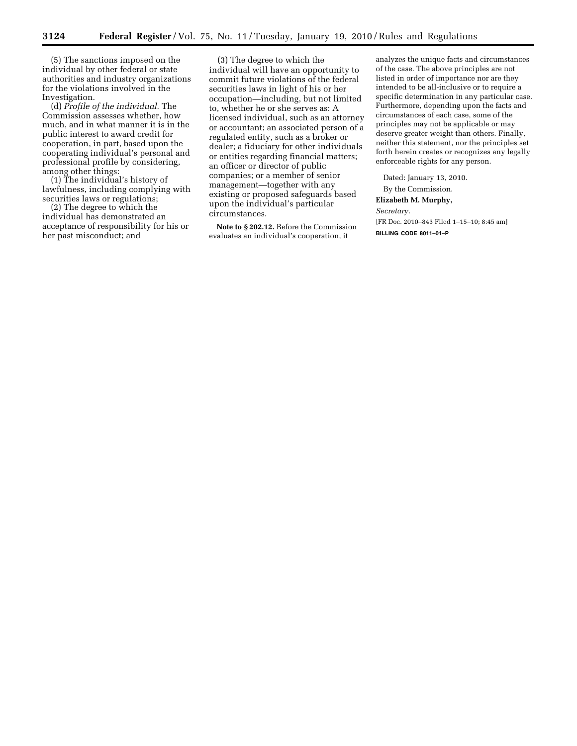(5) The sanctions imposed on the individual by other federal or state authorities and industry organizations for the violations involved in the Investigation.

(d) *Profile of the individual.* The Commission assesses whether, how much, and in what manner it is in the public interest to award credit for cooperation, in part, based upon the cooperating individual's personal and professional profile by considering, among other things:

(1) The individual's history of lawfulness, including complying with securities laws or regulations;

(2) The degree to which the individual has demonstrated an acceptance of responsibility for his or her past misconduct; and

(3) The degree to which the individual will have an opportunity to commit future violations of the federal securities laws in light of his or her occupation—including, but not limited to, whether he or she serves as: A licensed individual, such as an attorney or accountant; an associated person of a regulated entity, such as a broker or dealer; a fiduciary for other individuals or entities regarding financial matters; an officer or director of public companies; or a member of senior management—together with any existing or proposed safeguards based upon the individual's particular circumstances.

**Note to § 202.12.** Before the Commission evaluates an individual's cooperation, it analyzes the unique facts and circumstances of the case. The above principles are not listed in order of importance nor are they intended to be all-inclusive or to require a specific determination in any particular case. Furthermore, depending upon the facts and circumstances of each case, some of the principles may not be applicable or may deserve greater weight than others. Finally, neither this statement, nor the principles set forth herein creates or recognizes any legally enforceable rights for any person.

Dated: January 13, 2010.

By the Commission.

**Elizabeth M. Murphy,**

*Secretary.*

[FR Doc. 2010–843 Filed 1–15–10; 8:45 am]

**BILLING CODE 8011–01–P**